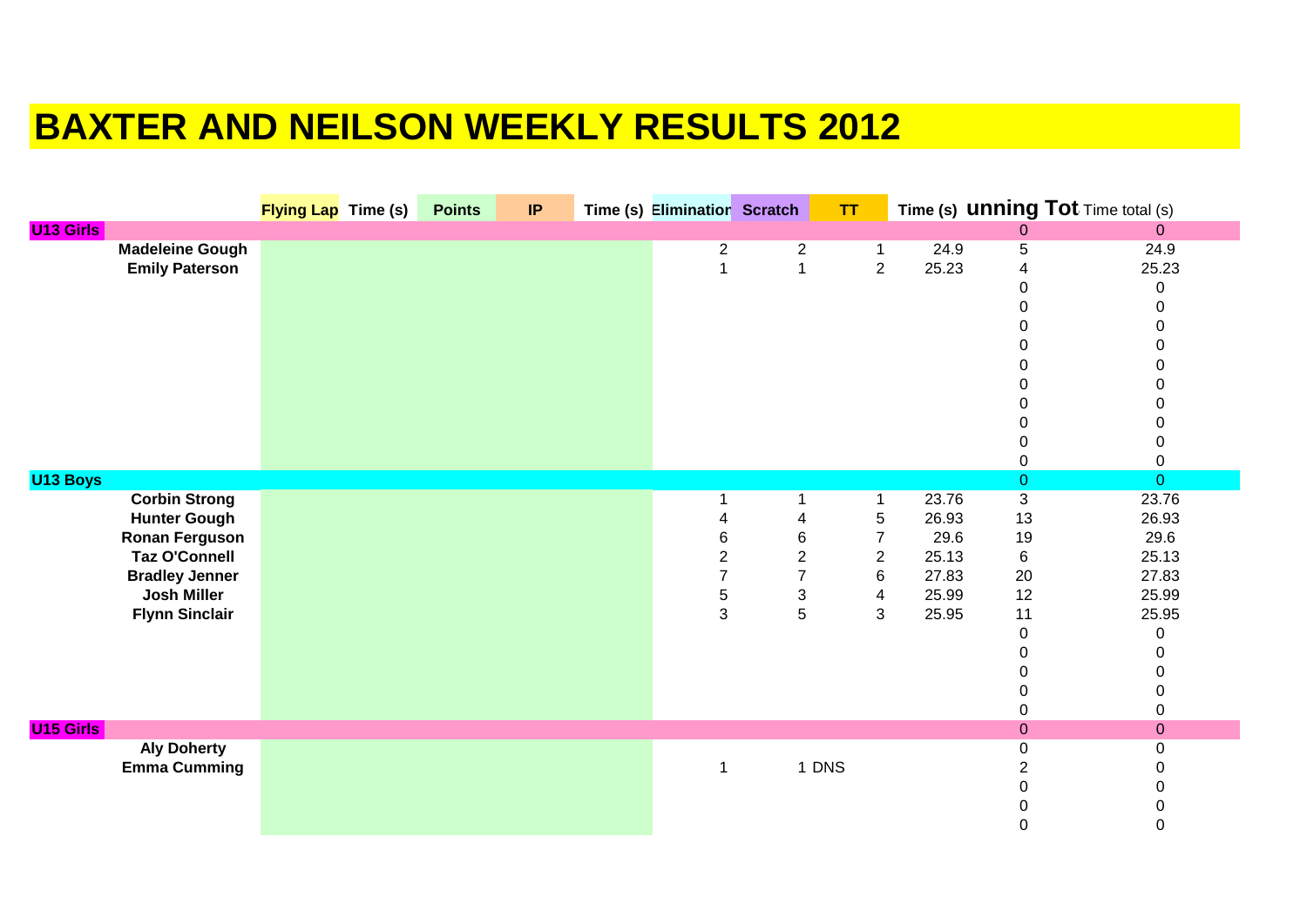# BAXTER AND NEILSON WEEKLY RESULTS 2012

| | Flying Lap | Time (s) | Points | IP | Time (s) | Elimination | Scratch | TT | Time (s) | unning Tot | Time total (s) |
|---|---|---|---|---|---|---|---|---|---|---|---|
| **U13 Girls** | | | | | | | | | | 0 | 0 |
| **Madeleine Gough** | | | | | | 2 | 2 | 1 | 24.9 | 5 | 24.9 |
| **Emily Paterson** | | | | | | 1 | 1 | 2 | 25.23 | 4 | 25.23 |
| | | | | | | | | | | 0 | 0 |
| | | | | | | | | | | 0 | 0 |
| | | | | | | | | | | 0 | 0 |
| | | | | | | | | | | 0 | 0 |
| | | | | | | | | | | 0 | 0 |
| | | | | | | | | | | 0 | 0 |
| | | | | | | | | | | 0 | 0 |
| | | | | | | | | | | 0 | 0 |
| | | | | | | | | | | 0 | 0 |
| | | | | | | | | | | 0 | 0 |
| **U13 Boys** | | | | | | | | | | 0 | 0 |
| **Corbin Strong** | | | | | | 1 | 1 | 1 | 23.76 | 3 | 23.76 |
| **Hunter Gough** | | | | | | 4 | 4 | 5 | 26.93 | 13 | 26.93 |
| **Ronan Ferguson** | | | | | | 6 | 6 | 7 | 29.6 | 19 | 29.6 |
| **Taz O'Connell** | | | | | | 2 | 2 | 2 | 25.13 | 6 | 25.13 |
| **Bradley Jenner** | | | | | | 7 | 7 | 6 | 27.83 | 20 | 27.83 |
| **Josh Miller** | | | | | | 5 | 3 | 4 | 25.99 | 12 | 25.99 |
| **Flynn Sinclair** | | | | | | 3 | 5 | 3 | 25.95 | 11 | 25.95 |
| | | | | | | | | | | 0 | 0 |
| | | | | | | | | | | 0 | 0 |
| | | | | | | | | | | 0 | 0 |
| | | | | | | | | | | 0 | 0 |
| | | | | | | | | | | 0 | 0 |
| **U15 Girls** | | | | | | | | | | 0 | 0 |
| **Aly Doherty** | | | | | | | | | | 0 | 0 |
| **Emma Cumming** | | | | | | 1 | 1 | DNS | | 2 | 0 |
| | | | | | | | | | | 0 | 0 |
| | | | | | | | | | | 0 | 0 |
| | | | | | | | | | | 0 | 0 |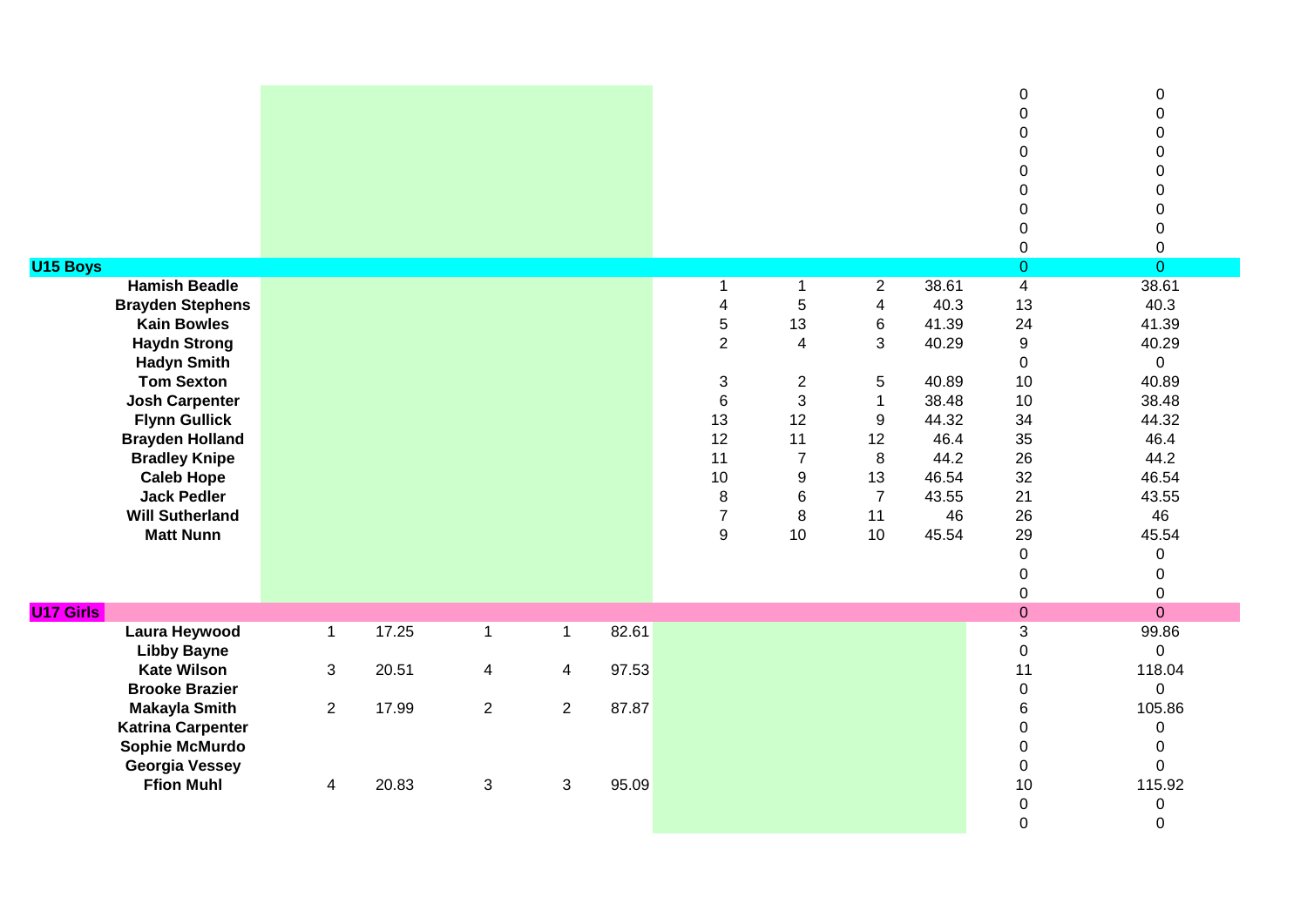| | | | | | | | | | | | |
|---|---|---|---|---|---|---|---|---|---|---|---|
| | | | | | | | | | | 0 | 0 |
| | | | | | | | | | | 0 | 0 |
| | | | | | | | | | | 0 | 0 |
| | | | | | | | | | | 0 | 0 |
| | | | | | | | | | | 0 | 0 |
| | | | | | | | | | | 0 | 0 |
| | | | | | | | | | | 0 | 0 |
| | | | | | | | | | | 0 | 0 |
| | | | | | | | | | | 0 | 0 |
| **U15 Boys** | | | | | | | | | | 0 | 0 |
| **Hamish Beadle** | | | | | | 1 | 1 | 2 | 38.61 | 4 | 38.61 |
| **Brayden Stephens** | | | | | | 4 | 5 | 4 | 40.3 | 13 | 40.3 |
| **Kain Bowles** | | | | | | 5 | 13 | 6 | 41.39 | 24 | 41.39 |
| **Haydn Strong** | | | | | | 2 | 4 | 3 | 40.29 | 9 | 40.29 |
| **Hadyn Smith** | | | | | | | | | | 0 | 0 |
| **Tom Sexton** | | | | | | 3 | 2 | 5 | 40.89 | 10 | 40.89 |
| **Josh Carpenter** | | | | | | 6 | 3 | 1 | 38.48 | 10 | 38.48 |
| **Flynn Gullick** | | | | | | 13 | 12 | 9 | 44.32 | 34 | 44.32 |
| **Brayden Holland** | | | | | | 12 | 11 | 12 | 46.4 | 35 | 46.4 |
| **Bradley Knipe** | | | | | | 11 | 7 | 8 | 44.2 | 26 | 44.2 |
| **Caleb Hope** | | | | | | 10 | 9 | 13 | 46.54 | 32 | 46.54 |
| **Jack Pedler** | | | | | | 8 | 6 | 7 | 43.55 | 21 | 43.55 |
| **Will Sutherland** | | | | | | 7 | 8 | 11 | 46 | 26 | 46 |
| **Matt Nunn** | | | | | | 9 | 10 | 10 | 45.54 | 29 | 45.54 |
| | | | | | | | | | | 0 | 0 |
| | | | | | | | | | | 0 | 0 |
| | | | | | | | | | | 0 | 0 |
| **U17 Girls** | | | | | | | | | | 0 | 0 |
| **Laura Heywood** | 1 | 17.25 | 1 | 1 | 82.61 | | | | | 3 | 99.86 |
| **Libby Bayne** | | | | | | | | | | 0 | 0 |
| **Kate Wilson** | 3 | 20.51 | 4 | 4 | 97.53 | | | | | 11 | 118.04 |
| **Brooke Brazier** | | | | | | | | | | 0 | 0 |
| **Makayla Smith** | 2 | 17.99 | 2 | 2 | 87.87 | | | | | 6 | 105.86 |
| **Katrina Carpenter** | | | | | | | | | | 0 | 0 |
| **Sophie McMurdo** | | | | | | | | | | 0 | 0 |
| **Georgia Vessey** | | | | | | | | | | 0 | 0 |
| **Ffion Muhl** | 4 | 20.83 | 3 | 3 | 95.09 | | | | | 10 | 115.92 |
| | | | | | | | | | | 0 | 0 |
| | | | | | | | | | | 0 | 0 |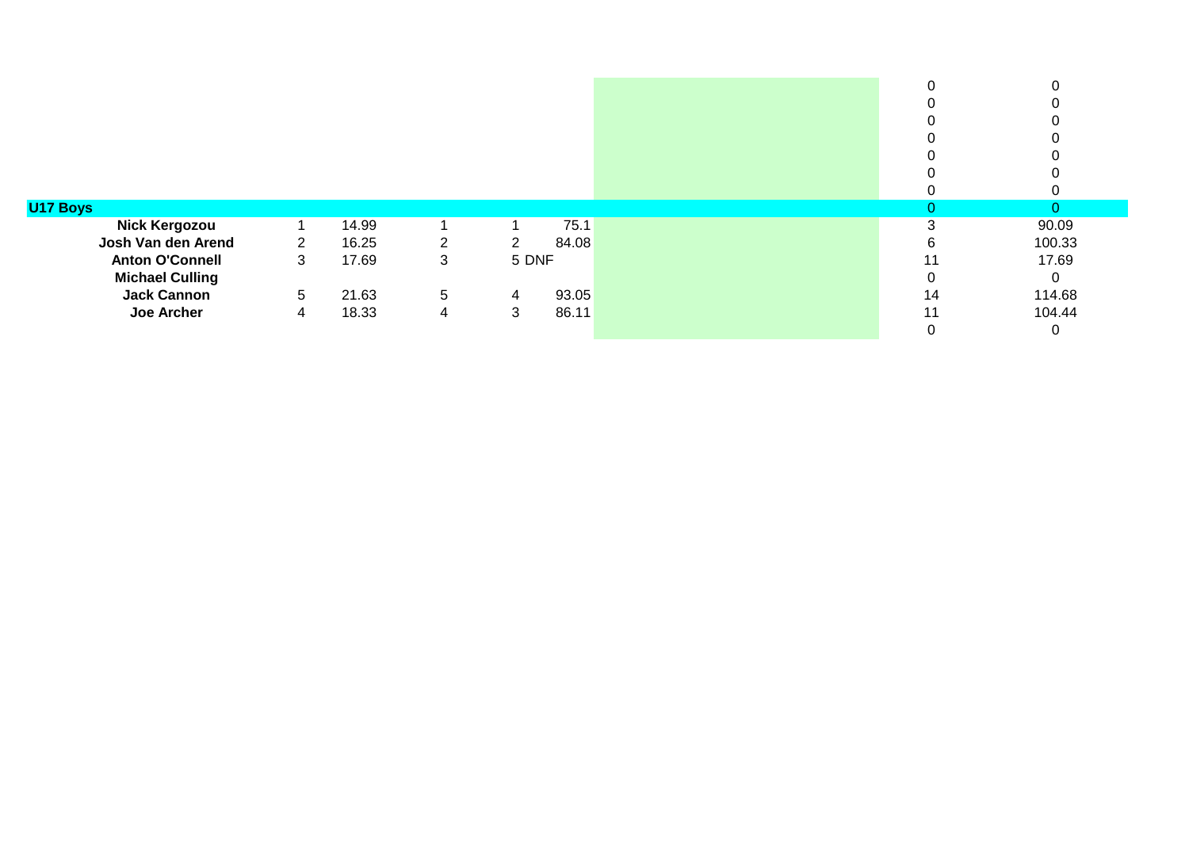| | | | | | | | | |
|---|---|---|---|---|---|---|---|---|
| | | | | | | | 0 | 0 |
| | | | | | | | 0 | 0 |
| | | | | | | | 0 | 0 |
| | | | | | | | 0 | 0 |
| | | | | | | | 0 | 0 |
| | | | | | | | 0 | 0 |
| | | | | | | | 0 | 0 |
| **U17 Boys** | | | | | | | 0 | 0 |
| **Nick Kergozou** | 1 | 14.99 | 1 | 1 | 75.1 | | 3 | 90.09 |
| **Josh Van den Arend** | 2 | 16.25 | 2 | 2 | 84.08 | | 6 | 100.33 |
| **Anton O'Connell** | 3 | 17.69 | 3 | 5 | DNF | | 11 | 17.69 |
| **Michael Culling** | | | | | | | 0 | 0 |
| **Jack Cannon** | 5 | 21.63 | 5 | 4 | 93.05 | | 14 | 114.68 |
| **Joe Archer** | 4 | 18.33 | 4 | 3 | 86.11 | | 11 | 104.44 |
| | | | | | | | 0 | 0 |